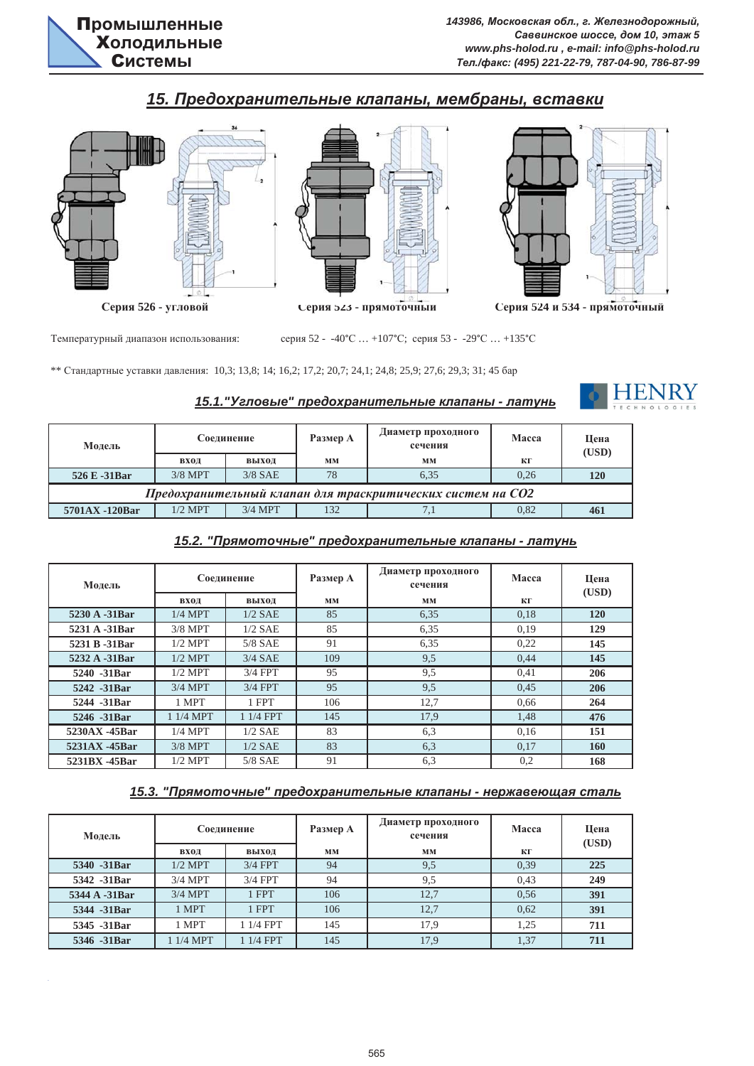## 15. Предохранительные клапаны, мембраны, вставки

Серия 526 - угловой

Серия 523 - прямоточный

Серия 524 и 534 - прямоточный

Температурный диапазон использования: серия 52 - -40°C … +107°C; серия 53 - -29°C … +135°C

** Стандартные уставки давления: 10,3; 13,8; 14; 16,2; 17,2; 20,7; 24,1; 24,8; 25,9; 27,6; 29,3; 31; 45 бар

### 15.1."Угловые" предохранительные клапаны - латунь

HENRY TECHNOLOGIES

| Модель | Соединение | | Размер А | Диаметр проходного сечения | Масса | Цена (USD) |
|---|---|---|---|---|---|---|
| | вход | выход | мм | мм | кг | |
| **526 E -31Bar** | 3/8 MPT | 3/8 SAE | 78 | 6,35 | 0,26 | **120** |
| ***Предохранительный клапан для транскритических систем на $CO_2$*** | | | | | | |
| **5701AX -120Bar** | 1/2 MPT | 3/4 MPT | 132 | 7,1 | 0,82 | **461** |

### 15.2. "Прямоточные" предохранительные клапаны - латунь

| Модель | Соединение | | Размер А | Диаметр проходного сечения | Масса | Цена (USD) |
|---|---|---|---|---|---|---|
| | вход | выход | мм | мм | кг | |
| **5230 A -31Bar** | 1/4 MPT | 1/2 SAE | 85 | 6,35 | 0,18 | **120** |
| **5231 A -31Bar** | 3/8 MPT | 1/2 SAE | 85 | 6,35 | 0,19 | **129** |
| **5231 B -31Bar** | 1/2 MPT | 5/8 SAE | 91 | 6,35 | 0,22 | **145** |
| **5232 A -31Bar** | 1/2 MPT | 3/4 SAE | 109 | 9,5 | 0,44 | **145** |
| **5240 -31Bar** | 1/2 MPT | 3/4 FPT | 95 | 9,5 | 0,41 | **206** |
| **5242 -31Bar** | 3/4 MPT | 3/4 FPT | 95 | 9,5 | 0,45 | **206** |
| **5244 -31Bar** | 1 MPT | 1 FPT | 106 | 12,7 | 0,66 | **264** |
| **5246 -31Bar** | 1 1/4 MPT | 1 1/4 FPT | 145 | 17,9 | 1,48 | **476** |
| **5230AX -45Bar** | 1/4 MPT | 1/2 SAE | 83 | 6,3 | 0,16 | **151** |
| **5231AX -45Bar** | 3/8 MPT | 1/2 SAE | 83 | 6,3 | 0,17 | **160** |
| **5231BX -45Bar** | 1/2 MPT | 5/8 SAE | 91 | 6,3 | 0,2 | **168** |

### 15.3. "Прямоточные" предохранительные клапаны - нержавеющая сталь

| Модель | Соединение | | Размер А | Диаметр проходного сечения | Масса | Цена (USD) |
|---|---|---|---|---|---|---|
| | вход | выход | мм | мм | кг | |
| **5340 -31Bar** | 1/2 MPT | 3/4 FPT | 94 | 9,5 | 0,39 | **225** |
| **5342 -31Bar** | 3/4 MPT | 3/4 FPT | 94 | 9,5 | 0,43 | **249** |
| **5344 A -31Bar** | 3/4 MPT | 1 FPT | 106 | 12,7 | 0,56 | **391** |
| **5344 -31Bar** | 1 MPT | 1 FPT | 106 | 12,7 | 0,62 | **391** |
| **5345 -31Bar** | 1 MPT | 1 1/4 FPT | 145 | 17,9 | 1,25 | **711** |
| **5346 -31Bar** | 1 1/4 MPT | 1 1/4 FPT | 145 | 17,9 | 1,37 | **711** |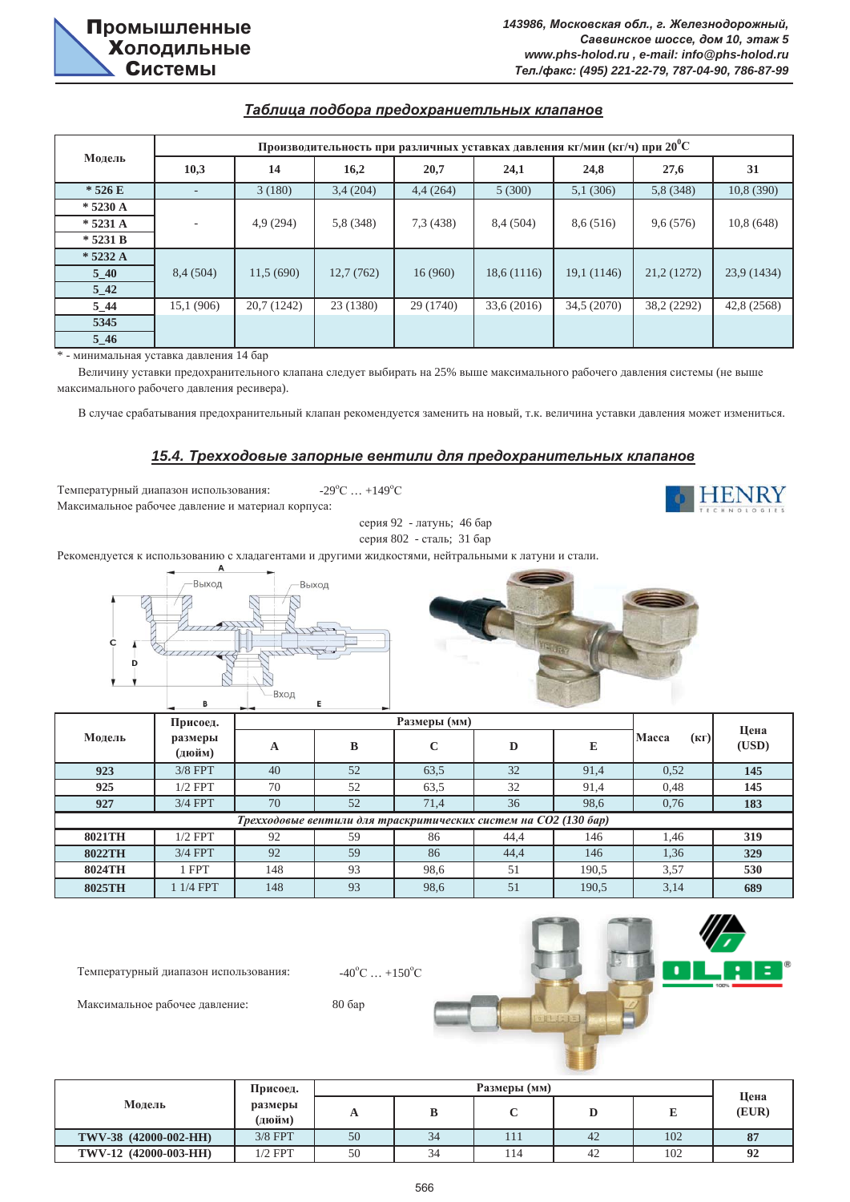## Таблица подбора предохраниетльных клапанов

| Модель | Производительность при различных уставках давления кг/мин (кг/ч) при 20°C | | | | | | | |
|---|---|---|---|---|---|---|---|---|
| | 10,3 | 14 | 16,2 | 20,7 | 24,1 | 24,8 | 27,6 | 31 |
| * 526 E | - | 3 (180) | 3,4 (204) | 4,4 (264) | 5 (300) | 5,1 (306) | 5,8 (348) | 10,8 (390) |
| * 5230 A | - | 4,9 (294) | 5,8 (348) | 7,3 (438) | 8,4 (504) | 8,6 (516) | 9,6 (576) | 10,8 (648) |
| * 5231 A | | | | | | | | |
| * 5231 B | | | | | | | | |
| * 5232 A | 8,4 (504) | 11,5 (690) | 12,7 (762) | 16 (960) | 18,6 (1116) | 19,1 (1146) | 21,2 (1272) | 23,9 (1434) |
| 5_40 | | | | | | | | |
| 5_42 | | | | | | | | |
| 5_44 | 15,1 (906) | 20,7 (1242) | 23 (1380) | 29 (1740) | 33,6 (2016) | 34,5 (2070) | 38,2 (2292) | 42,8 (2568) |
| 5345 | | | | | | | | |
| 5_46 | | | | | | | | |

\* - минимальная уставка давления 14 бар

Величину уставки предохранительного клапана следует выбирать на 25% выше максимального рабочего давления системы (не выше максимального рабочего давления ресивера).

В случае срабатывания предохранительный клапан рекомендуется заменить на новый, т.к. величина уставки давления может измениться.

## 15.4. Трехходовые запорные вентили для предохранительных клапанов

Температурный диапазон использования: -29°C … +149°C

Максимальное рабочее давление и материал корпуса:

серия 92 - латунь; 46 бар

серия 802 - сталь; 31 бар

Рекомендуется к использованию с хладагентами и другими жидкостями, нейтральными к латуни и стали.

HENRY TECHNOLOGIES

| Модель | Присоед. размеры (дюйм) | Размеры (мм) | | | | | Масса (кг) | Цена (USD) |
|---|---|---|---|---|---|---|---|---|
| | | A | B | C | D | E | | |
| 923 | 3/8 FPT | 40 | 52 | 63,5 | 32 | 91,4 | 0,52 | **145** |
| 925 | 1/2 FPT | 70 | 52 | 63,5 | 32 | 91,4 | 0,48 | **145** |
| 927 | 3/4 FPT | 70 | 52 | 71,4 | 36 | 98,6 | 0,76 | **183** |
| *Трехходовые вентили для траскритических систем на $CO_2$ (130 бар)* | | | | | | | | |
| 8021TH | 1/2 FPT | 92 | 59 | 86 | 44,4 | 146 | 1,46 | **319** |
| 8022TH | 3/4 FPT | 92 | 59 | 86 | 44,4 | 146 | 1,36 | **329** |
| 8024TH | 1 FPT | 148 | 93 | 98,6 | 51 | 190,5 | 3,57 | **530** |
| 8025TH | 1 1/4 FPT | 148 | 93 | 98,6 | 51 | 190,5 | 3,14 | **689** |

OLAB

Температурный диапазон использования: -40°C … +150°C

Максимальное рабочее давление: 80 бар

| Модель | Присоед. размеры (дюйм) | Размеры (мм) | | | | | Цена (EUR) |
|---|---|---|---|---|---|---|---|
| | | A | B | C | D | E | |
| TWV-38 (42000-002-HH) | 3/8 FPT | 50 | 34 | 111 | 42 | 102 | **87** |
| TWV-12 (42000-003-HH) | 1/2 FPT | 50 | 34 | 114 | 42 | 102 | **92** |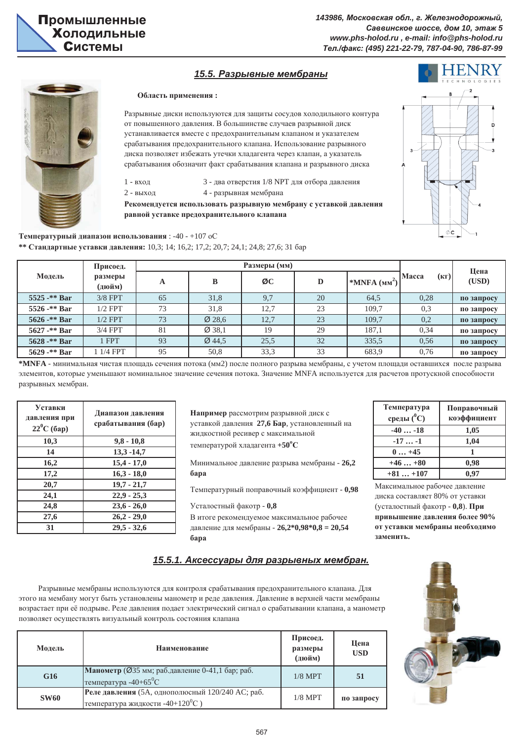Промышленные Холодильные Системы

*143986, Московская обл., г. Железнодорожный, Саввинское шоссе, дом 10, этаж 5*
*www.phs-holod.ru , e-mail: info@phs-holod.ru*
*Тел./факс: (495) 221-22-79, 787-04-90, 786-87-99*

## 15.5. Разрывные мембраны

HENRY TECHNOLOGIES

**Область применения :**

Разрывные диски используются для защиты сосудов холодильного контура от повышенного давления. В большинстве случаев разрывной диск устанавливается вместе с предохранительным клапаном и указателем срабатывания предохранительного клапана. Использование разрывного диска позволяет избежать утечки хладагента через клапан, а указатель срабатывания обозначит факт срабатывания клапана и разрывного диска

1 - вход
2 - выход
3 - два отверстия 1/8 NPT для отбора давления
4 - разрывная мембрана

**Рекомендуется использовать разрывную мембрану с уставкой давления равной уставке предохранительного клапана**

**Температурный диапазон использования** : -40 - +107 оС
**\*\* Стандартные уставки давления:** 10,3; 14; 16,2; 17,2; 20,7; 24,1; 24,8; 27,6; 31 бар

| Модель | Присоед. размеры (дюйм) | Размеры (мм) | | | | | Масса (кг) | Цена (USD) |
|---|---|---|---|---|---|---|---|---|
| | | A | B | ØC | D | \*MNFA (мм$^2$) | | |
| **5525 -\*\* Bar** | 3/8 FPT | 65 | 31,8 | 9,7 | 20 | 64,5 | 0,28 | **по запросу** |
| **5526 -\*\* Bar** | 1/2 FPT | 73 | 31,8 | 12,7 | 23 | 109,7 | 0,3 | **по запросу** |
| **5626 -\*\* Bar** | 1/2 FPT | 73 | Ø 28,6 | 12,7 | 23 | 109,7 | 0,2 | **по запросу** |
| **5627 -\*\* Bar** | 3/4 FPT | 81 | Ø 38,1 | 19 | 29 | 187,1 | 0,34 | **по запросу** |
| **5628 -\*\* Bar** | 1 FPT | 93 | Ø 44,5 | 25,5 | 32 | 335,5 | 0,56 | **по запросу** |
| **5629 -\*\* Bar** | 1 1/4 FPT | 95 | 50,8 | 33,3 | 33 | 683,9 | 0,76 | **по запросу** |

**\*MNFA** - минимальная чистая площадь сечения потока (мм2) после полного разрыва мембраны, с учетом площади оставшихся после разрыва элементов, которые уменьшают номинальное значение сечения потока. Значение MNFA используется для расчетов протускной способности разрывных мембран.

| Уставки давления при 22$^0$C (бар) | Диапазон давления срабатывания (бар) |
|---|---|
| **10,3** | **9,8 - 10,8** |
| **14** | **13,3 -14,7** |
| **16,2** | **15,4 - 17,0** |
| **17,2** | **16,3 - 18,0** |
| **20,7** | **19,7 - 21,7** |
| **24,1** | **22,9 - 25,3** |
| **24,8** | **23,6 - 26,0** |
| **27,6** | **26,2 - 29,0** |
| **31** | **29,5 - 32,6** |

**Например** рассмотрим разрывной диск с уставкой давления **27,6 Бар**, установленный на жидкостной ресивер с максимальной температурой хладагента **+50$^o$C**

Минимальное давление разрыва мембраны - **26,2 бара**

Температурный поправочный коэффициент - **0,98**

Усталостный фактор - **0,8**

В итоге рекомендуемое максимальное рабочее давление для мембраны - **26,2\*0,98\*0,8 = 20,54 бара**

| Температура среды ($^0$C) | Поправочный коэффициент |
|---|---|
| **-40 … -18** | **1,05** |
| **-17 … -1** | **1,04** |
| **0 … +45** | **1** |
| **+46 … +80** | **0,98** |
| **+81 … +107** | **0,97** |

Максимальное рабочее давление диска составляет 80% от уставки (усталостный фактор - **0,8**). **При привышение давления более 90% от уставки мембраны необходимо заменить.**

### 15.5.1. Аксессуары для разрывных мембран.

Разрывные мембраны используются для контроля срабатывания предохранительного клапана. Для этого на мембрану могут быть установлены манометр и реде давления. Давление в верхней части мембраны возрастает при её подрыве. Реле давления подает электрический сигнал о срабатывании клапана, а манометр позволяет осуществлять визуальный контроль состояния клапана

| Модель | Наименование | Присоед. размеры (дюйм) | Цена USD |
|---|---|---|---|
| **G16** | **Манометр** (Ø35 мм; раб.давление 0-41,1 бар; раб. температура -40+65$^0$C | 1/8 MPT | **51** |
| **SW60** | **Реле давления** (5A, однополюсный 120/240 AC; раб. температура жидкости -40+120$^0$C ) | 1/8 MPT | **по запросу** |